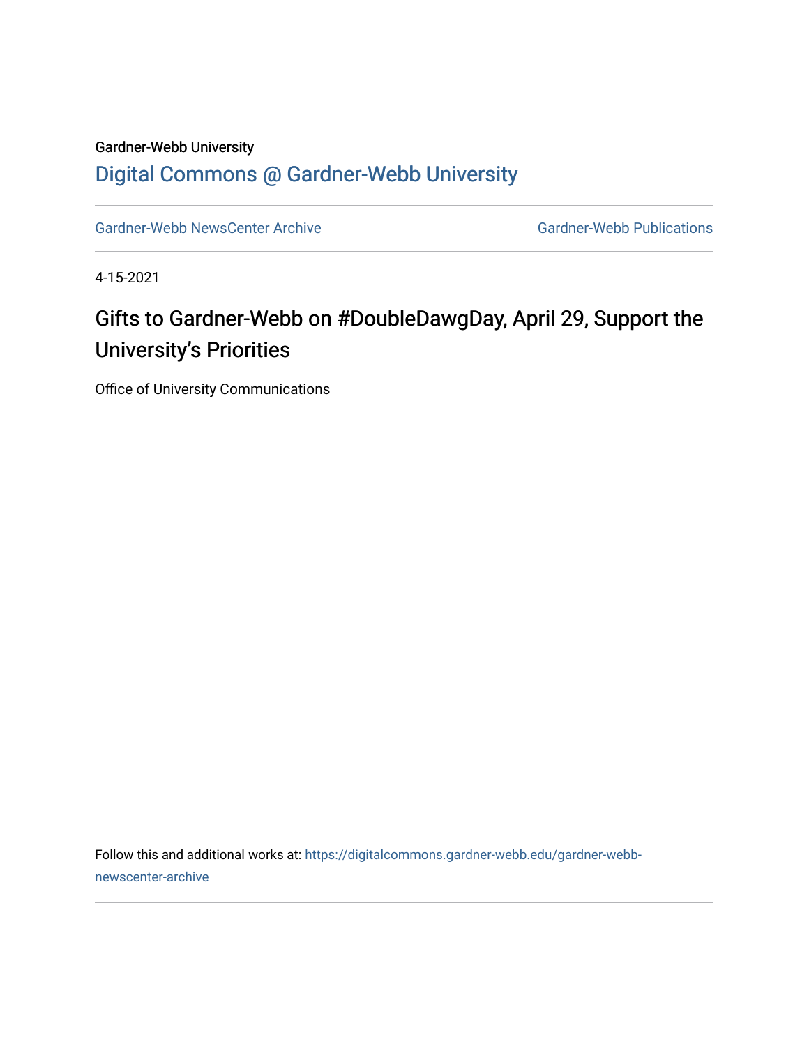Gardner-Webb University

## Digital Commons @ Gardner-Webb University

Gardner-Webb NewsCenter Archive

Gardner-Webb Publications

4-15-2021

# Gifts to Gardner-Webb on #DoubleDawgDay, April 29, Support the University's Priorities

Office of University Communications

Follow this and additional works at: https://digitalcommons.gardner-webb.edu/gardner-webb-newscenter-archive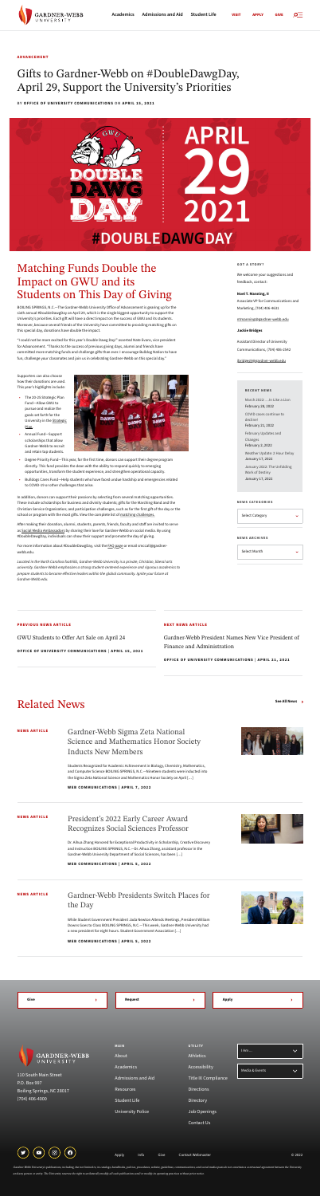ADVANCEMENT

# Gifts to Gardner-Webb on #DoubleDawgDay, April 29, Support the University's Priorities

BY OFFICE OF UNIVERSITY COMMUNICATIONS ON APRIL 15, 2021

## Matching Funds Double the Impact on GWU and its Students on This Day of Giving

BOILING SPRINGS, N.C.—The Gardner-Webb University Office of Advancement is gearing up for the sixth annual #DoubleDawgDay on April 29, which is the single biggest opportunity to support the University's priorities. Each gift will have a direct impact on the success of GWU and its students. Moreover, because several friends of the University have committed to providing matching gifts on this special day, donations have double the impact.

"I could not be more excited for this year's Double Dawg Day!" asserted Nate Evans, vice president for Advancement. "Thanks to the success of previous giving days, alumni and friends have committed more matching funds and challenge gifts than ever. I encourage Bulldog Nation to have fun, challenge your classmates and join us in celebrating Gardner-Webb on this special day."

Supporters can also choose how their donations are used. This year's highlights include:

- The 20-25 Strategic Plan Fund—Allow GWU to pursue and realize the goals set forth for the University in the Strategic Plan.
- Annual Fund—Support scholarships that allow Gardner-Webb to recruit and retain top students.
- Degree Priority Fund—This year, for the first time, donors can support their degree program directly. This fund provides the dean with the ability to respond quickly to emerging opportunities, transform the student experience, and strengthen operational capacity.
- Bulldogs Cares Fund—Help students who have faced undue hardship and emergencies related to COVID-19 or other challenges that arise.

In addition, donors can support their passions by selecting from several matching opportunities. These include scholarships for business and diversity students; gifts for the Marching Band and the Christian Service Organization; and participation challenges, such as the first gift of the day or the school or program with the most gifts. View the complete list of matching challenges.

After making their donation, alumni, students, parents, friends, faculty and staff are invited to serve as Social Media Ambassadors by sharing their love for Gardner-Webb on social media. By using #DoubleDawgDay, individuals can show their support and promote the day of giving.

For more information about #DoubleDawgDay, visit the FAQ page or email cmccall@gardner-webb.edu.

*Located in the North Carolina foothills, Gardner-Webb University is a private, Christian, liberal arts university. Gardner-Webb emphasizes a strong student-centered experience and rigorous academics to prepare students to become effective leaders within the global community. Ignite your future at Gardner-Webb.edu.*

GOT A STORY?

We welcome your suggestions and feedback, contact:

**Noel T. Manning, II**

Associate VP for Communications and Marketing, (704) 406-4631

ntmanning@gardner-webb.edu

**Jackie Bridges**

Assistant Director of University Communications, (704) 406-2542

jbridges@gardner-webb.edu

RECENT NEWS

March 2022 – ...In Like a Lion
February 28, 2022

COVID cases continue to decline
February 21, 2022

February Updates and Changes
February 2, 2022

Weather Update: 2 Hour Delay
January 17, 2022

January 2022: The Unfolding Work of Destiny
January 17, 2022

NEWS CATEGORIES

Select Category

NEWS ARCHIVES

Select Month

PREVIOUS NEWS ARTICLE

GWU Students to Offer Art Sale on April 24

OFFICE OF UNIVERSITY COMMUNICATIONS | APRIL 15, 2021

NEXT NEWS ARTICLE

Gardner-Webb President Names New Vice President of Finance and Administration

OFFICE OF UNIVERSITY COMMUNICATIONS | APRIL 21, 2021

## Related News

See All News

NEWS ARTICLE

### Gardner-Webb Sigma Zeta National Science and Mathematics Honor Society Inducts New Members

Students Recognized for Academic Achievement in Biology, Chemistry, Mathematics, and Computer Science BOILING SPRINGS, N.C.—Nineteen students were inducted into the Sigma Zeta National Science and Mathematics Honor Society on April […]

MEB COMMUNICATIONS | APRIL 7, 2022

NEWS ARTICLE

### President's 2022 Early Career Award Recognizes Social Sciences Professor

Dr. Aihua Zhang Honored for Exceptional Productivity in Scholarship, Creative Discovery and Instruction BOILING SPRINGS, N.C.—Dr. Aihua Zhang, assistant professor in the Gardner-Webb University Department of Social Sciences, has been […]

MEB COMMUNICATIONS | APRIL 6, 2022

NEWS ARTICLE

### Gardner-Webb Presidents Switch Places for the Day

While Student Government President Jada Newton Attends Meetings, President William Downs Goes to Class BOILING SPRINGS, N.C.—This week, Gardner-Webb University had a new president for eight hours. Student Government Association […]

MEB COMMUNICATIONS | APRIL 6, 2022

Give | Request | Apply

110 South Main Street
P.O. Box 997
Boiling Springs, NC 28017
(704) 406-4000

MAIN

About
Academics
Admissions and Aid
Resources
Student Life
University Police

UTILITY

Athletics
Accessibility
Title IX Compliance
Directions
Directory
Job Openings
Contact Us

I Am...

Media & Events

Apply | Info | Give | Contact Webmaster

© 2022